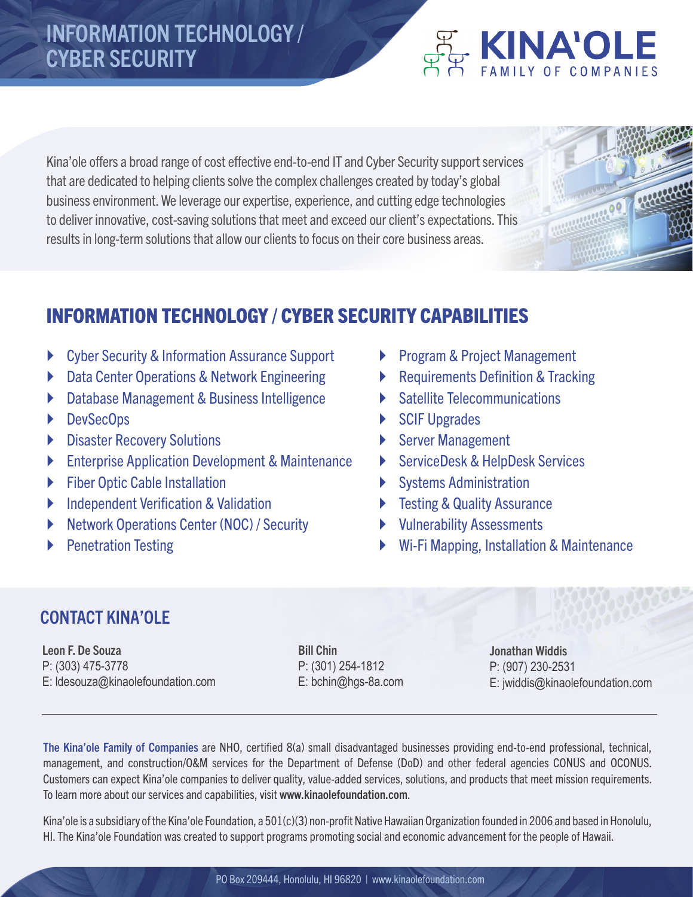# INFORMATION TECHNOLOGY / CYBER SECURITY

**KINA'OLE** FAMILY OF COMPANIES

Kina'ole offers a broad range of cost effective end-to-end IT and Cyber Security support services that are dedicated to helping clients solve the complex challenges created by today's global business environment. We leverage our expertise, experience, and cutting edge technologies to deliver innovative, cost-saving solutions that meet and exceed our client's expectations. This results in long-term solutions that allow our clients to focus on their core business areas.

## INFORMATION TECHNOLOGY / CYBER SECURITY CAPABILITIES

- Cyber Security & Information Assurance Support
- Data Center Operations & Network Engineering
- Database Management & Business Intelligence
- DevSecOps
- Disaster Recovery Solutions
- Enterprise Application Development & Maintenance
- Fiber Optic Cable Installation
- Independent Verification & Validation
- Network Operations Center (NOC) / Security
- Penetration Testing
- Program & Project Management
- Requirements Definition & Tracking
- Satellite Telecommunications
- SCIF Upgrades
- Server Management
- ServiceDesk & HelpDesk Services
- Systems Administration
- Testing & Quality Assurance
- Vulnerability Assessments
- Wi-Fi Mapping, Installation & Maintenance

## CONTACT KINA'OLE

**Leon F. De Souza**
P: (303) 475-3778
E: ldesouza@kinaolefoundation.com

**Bill Chin**
P: (301) 254-1812
E: bchin@hgs-8a.com

**Jonathan Widdis**
P: (907) 230-2531
E: jwiddis@kinaolefoundation.com

---

**The Kina'ole Family of Companies** are NHO, certified 8(a) small disadvantaged businesses providing end-to-end professional, technical, management, and construction/O&M services for the Department of Defense (DoD) and other federal agencies CONUS and OCONUS. Customers can expect Kina'ole companies to deliver quality, value-added services, solutions, and products that meet mission requirements. To learn more about our services and capabilities, visit **www.kinaolefoundation.com**.

Kina'ole is a subsidiary of the Kina'ole Foundation, a 501(c)(3) non-profit Native Hawaiian Organization founded in 2006 and based in Honolulu, HI. The Kina'ole Foundation was created to support programs promoting social and economic advancement for the people of Hawaii.

PO Box 209444, Honolulu, HI 96820 | www.kinaolefoundation.com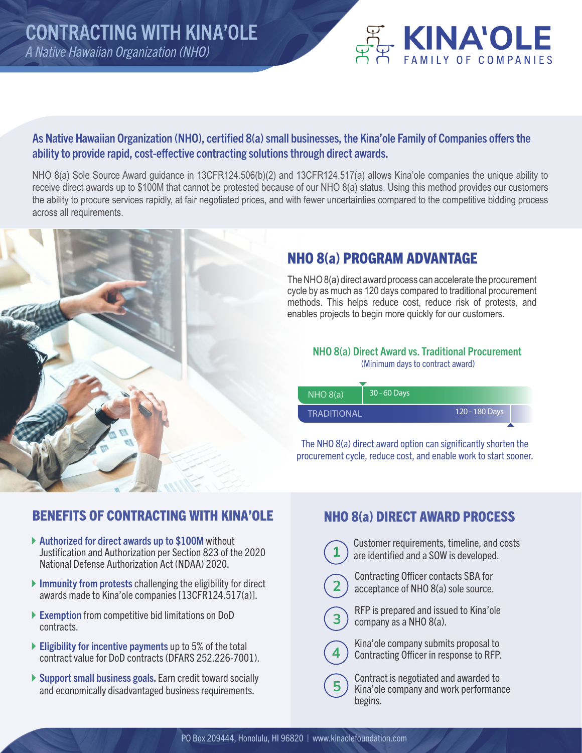# CONTRACTING WITH KINA'OLE

*A Native Hawaiian Organization (NHO)*

KINA'OLE FAMILY OF COMPANIES

**As Native Hawaiian Organization (NHO), certified 8(a) small businesses, the Kina'ole Family of Companies offers the ability to provide rapid, cost-effective contracting solutions through direct awards.**

NHO 8(a) Sole Source Award guidance in 13CFR124.506(b)(2) and 13CFR124.517(a) allows Kina'ole companies the unique ability to receive direct awards up to $100M that cannot be protested because of our NHO 8(a) status. Using this method provides our customers the ability to procure services rapidly, at fair negotiated prices, and with fewer uncertainties compared to the competitive bidding process across all requirements.

## NHO 8(a) PROGRAM ADVANTAGE

The NHO 8(a) direct award process can accelerate the procurement cycle by as much as 120 days compared to traditional procurement methods. This helps reduce cost, reduce risk of protests, and enables projects to begin more quickly for our customers.

**NHO 8(a) Direct Award vs. Traditional Procurement**
(Minimum days to contract award)

NHO 8(a)
30 - 60 Days
TRADITIONAL
120 - 180 Days

The NHO 8(a) direct award option can significantly shorten the procurement cycle, reduce cost, and enable work to start sooner.

## BENEFITS OF CONTRACTING WITH KINA'OLE

- **Authorized for direct awards up to $100M** without Justification and Authorization per Section 823 of the 2020 National Defense Authorization Act (NDAA) 2020.
- **Immunity from protests** challenging the eligibility for direct awards made to Kina'ole companies [13CFR124.517(a)].
- **Exemption** from competitive bid limitations on DoD contracts.
- **Eligibility for incentive payments** up to 5% of the total contract value for DoD contracts (DFARS 252.226-7001).
- **Support small business goals.** Earn credit toward socially and economically disadvantaged business requirements.

## NHO 8(a) DIRECT AWARD PROCESS

1. Customer requirements, timeline, and costs are identified and a SOW is developed.
2. Contracting Officer contacts SBA for acceptance of NHO 8(a) sole source.
3. RFP is prepared and issued to Kina'ole company as a NHO 8(a).
4. Kina'ole company submits proposal to Contracting Officer in response to RFP.
5. Contract is negotiated and awarded to Kina'ole company and work performance begins.

PO Box 209444, Honolulu, HI 96820 | www.kinaolefoundation.com